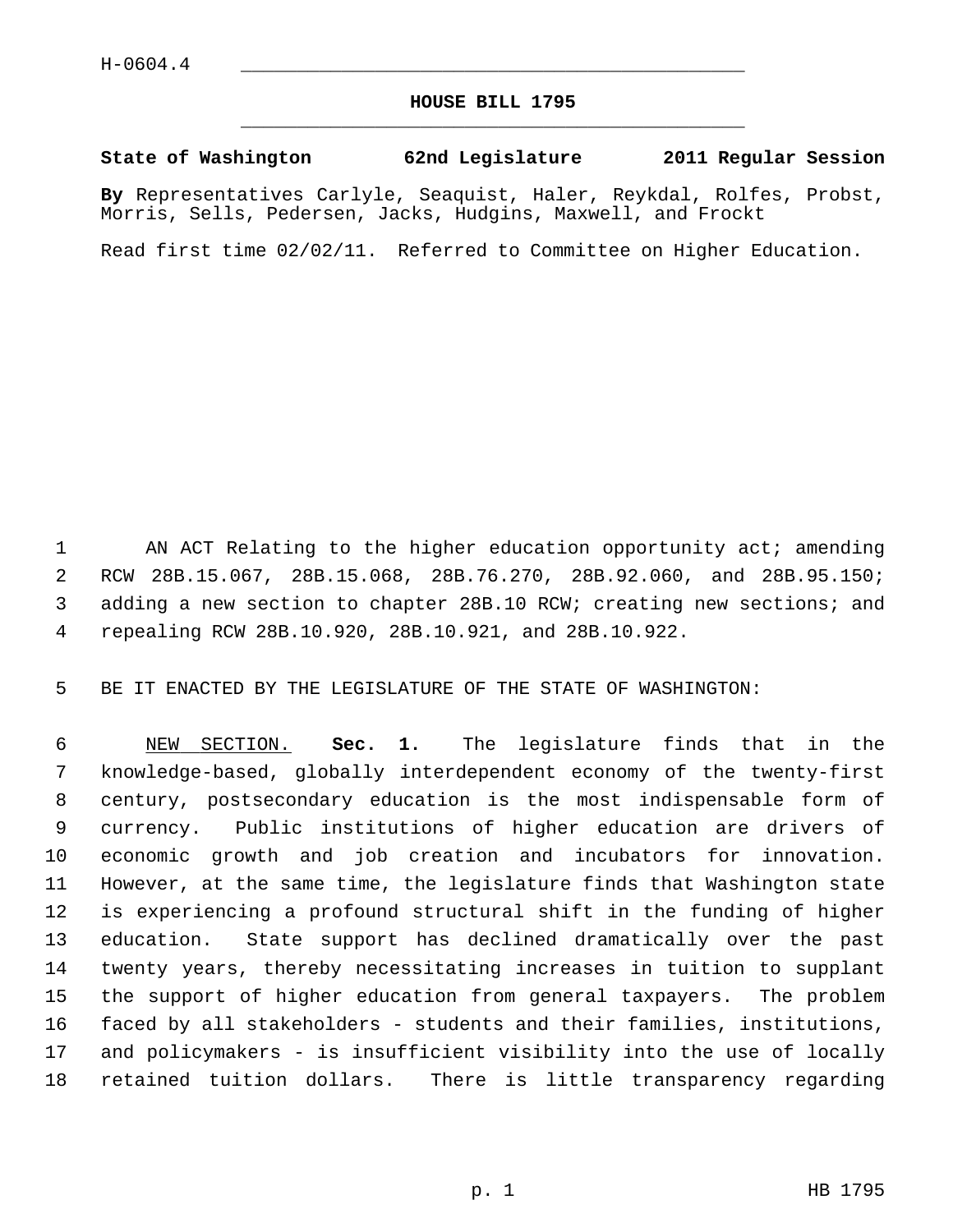H-0604.4

# HOUSE BILL 1795

**State of Washington 62nd Legislature 2011 Regular Session**

**By** Representatives Carlyle, Seaquist, Haler, Reykdal, Rolfes, Probst, Morris, Sells, Pedersen, Jacks, Hudgins, Maxwell, and Frockt

Read first time 02/02/11. Referred to Committee on Higher Education.

AN ACT Relating to the higher education opportunity act; amending RCW 28B.15.067, 28B.15.068, 28B.76.270, 28B.92.060, and 28B.95.150; adding a new section to chapter 28B.10 RCW; creating new sections; and repealing RCW 28B.10.920, 28B.10.921, and 28B.10.922.

BE IT ENACTED BY THE LEGISLATURE OF THE STATE OF WASHINGTON:

NEW SECTION. **Sec. 1.** The legislature finds that in the knowledge-based, globally interdependent economy of the twenty-first century, postsecondary education is the most indispensable form of currency. Public institutions of higher education are drivers of economic growth and job creation and incubators for innovation. However, at the same time, the legislature finds that Washington state is experiencing a profound structural shift in the funding of higher education. State support has declined dramatically over the past twenty years, thereby necessitating increases in tuition to supplant the support of higher education from general taxpayers. The problem faced by all stakeholders - students and their families, institutions, and policymakers - is insufficient visibility into the use of locally retained tuition dollars. There is little transparency regarding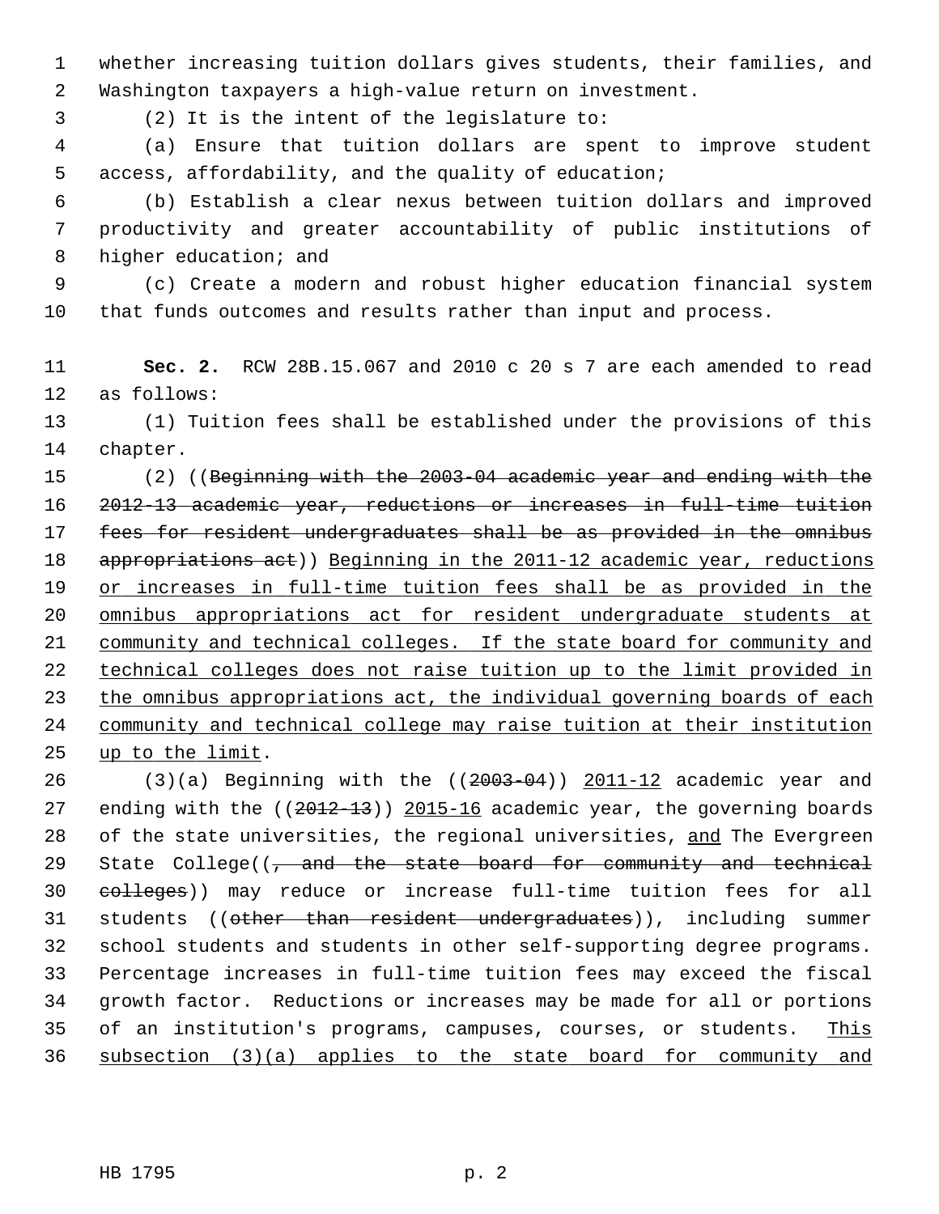whether increasing tuition dollars gives students, their families, and Washington taxpayers a high-value return on investment.

(2) It is the intent of the legislature to:

(a) Ensure that tuition dollars are spent to improve student access, affordability, and the quality of education;

(b) Establish a clear nexus between tuition dollars and improved productivity and greater accountability of public institutions of higher education; and

(c) Create a modern and robust higher education financial system that funds outcomes and results rather than input and process.

**Sec. 2.** RCW 28B.15.067 and 2010 c 20 s 7 are each amended to read as follows:

(1) Tuition fees shall be established under the provisions of this chapter.

(2) ((~~Beginning with the 2003-04 academic year and ending with the 2012-13 academic year, reductions or increases in full-time tuition fees for resident undergraduates shall be as provided in the omnibus appropriations act~~)) <u>Beginning in the 2011-12 academic year, reductions or increases in full-time tuition fees shall be as provided in the omnibus appropriations act for resident undergraduate students at community and technical colleges. If the state board for community and technical colleges does not raise tuition up to the limit provided in the omnibus appropriations act, the individual governing boards of each community and technical college may raise tuition at their institution up to the limit</u>.

(3)(a) Beginning with the ((~~2003-04~~)) <u>2011-12</u> academic year and ending with the ((~~2012-13~~)) <u>2015-16</u> academic year, the governing boards of the state universities, the regional universities, <u>and</u> The Evergreen State College((~~, and the state board for community and technical colleges~~)) may reduce or increase full-time tuition fees for all students ((~~other than resident undergraduates~~)), including summer school students and students in other self-supporting degree programs. Percentage increases in full-time tuition fees may exceed the fiscal growth factor. Reductions or increases may be made for all or portions of an institution's programs, campuses, courses, or students. <u>This subsection (3)(a) applies to the state board for community and</u>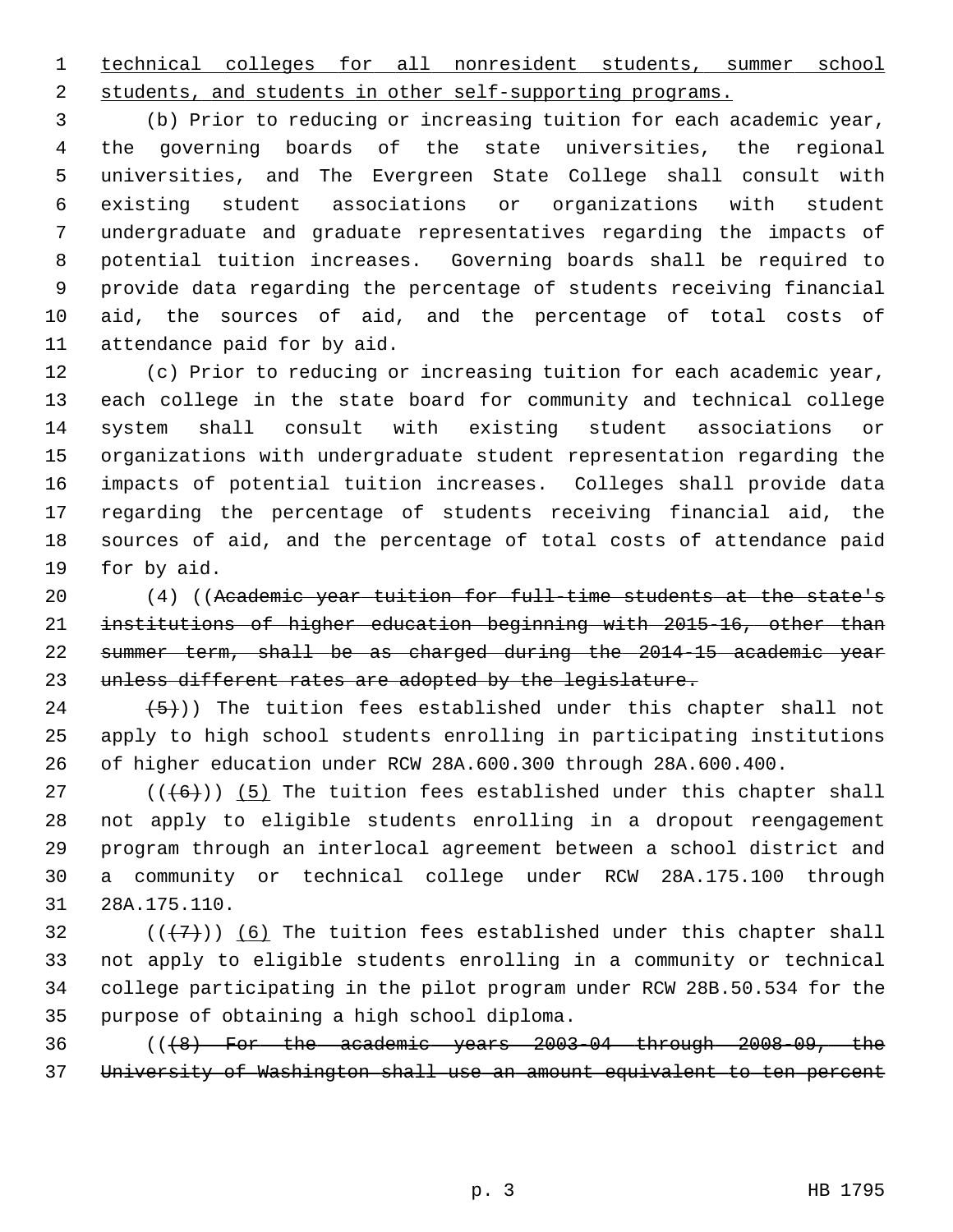technical colleges for all nonresident students, summer school students, and students in other self-supporting programs.

(b) Prior to reducing or increasing tuition for each academic year, the governing boards of the state universities, the regional universities, and The Evergreen State College shall consult with existing student associations or organizations with student undergraduate and graduate representatives regarding the impacts of potential tuition increases. Governing boards shall be required to provide data regarding the percentage of students receiving financial aid, the sources of aid, and the percentage of total costs of attendance paid for by aid.

(c) Prior to reducing or increasing tuition for each academic year, each college in the state board for community and technical college system shall consult with existing student associations or organizations with undergraduate student representation regarding the impacts of potential tuition increases. Colleges shall provide data regarding the percentage of students receiving financial aid, the sources of aid, and the percentage of total costs of attendance paid for by aid.

(4) ((~~Academic year tuition for full-time students at the state's institutions of higher education beginning with 2015-16, other than summer term, shall be as charged during the 2014-15 academic year unless different rates are adopted by the legislature.~~

~~(5)~~)) The tuition fees established under this chapter shall not apply to high school students enrolling in participating institutions of higher education under RCW 28A.600.300 through 28A.600.400.

((~~(6)~~)) (5) The tuition fees established under this chapter shall not apply to eligible students enrolling in a dropout reengagement program through an interlocal agreement between a school district and a community or technical college under RCW 28A.175.100 through 28A.175.110.

((~~(7)~~)) (6) The tuition fees established under this chapter shall not apply to eligible students enrolling in a community or technical college participating in the pilot program under RCW 28B.50.534 for the purpose of obtaining a high school diploma.

((~~(8) For the academic years 2003-04 through 2008-09, the University of Washington shall use an amount equivalent to ten percent~~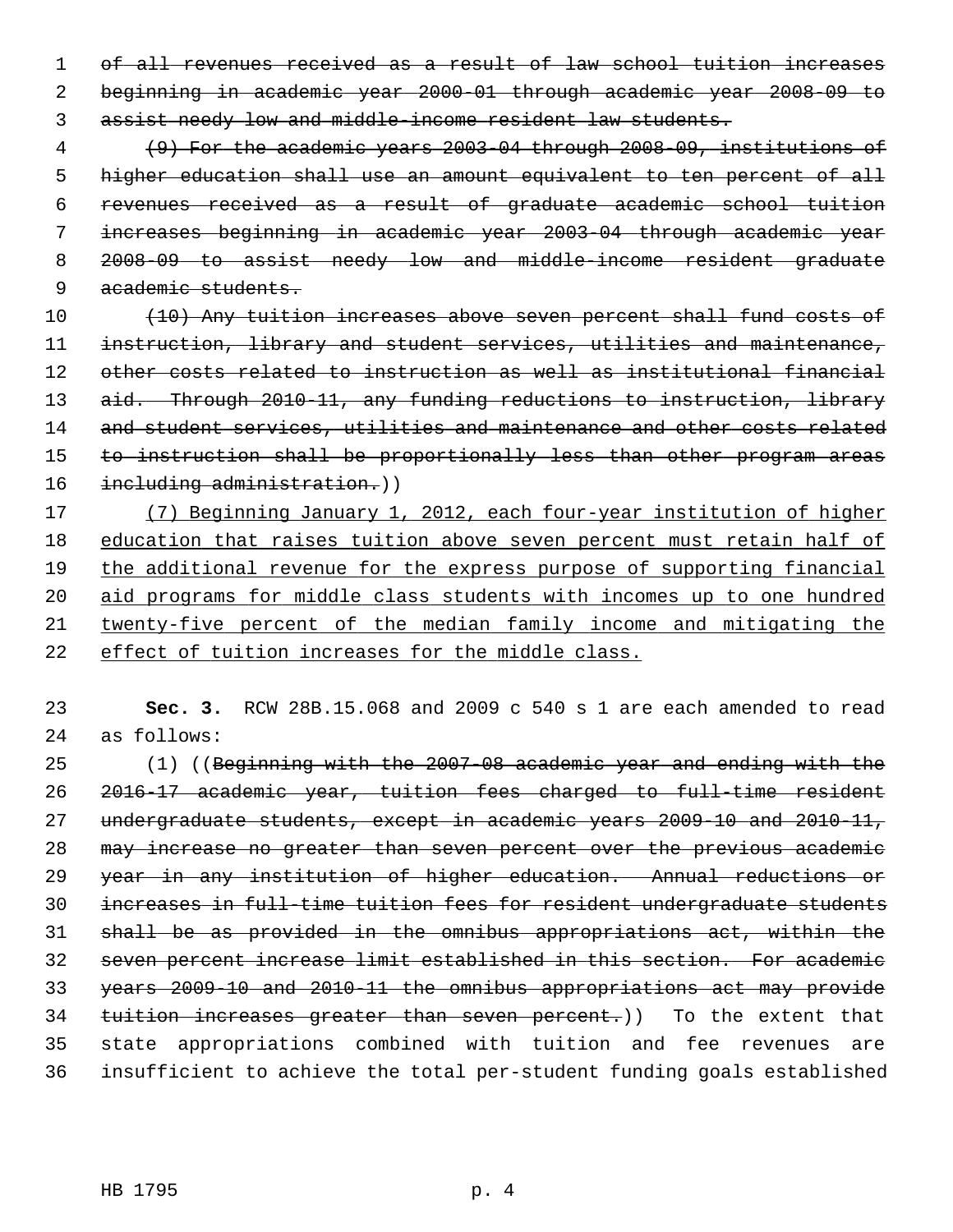~~of all revenues received as a result of law school tuition increases beginning in academic year 2000-01 through academic year 2008-09 to assist needy low and middle-income resident law students.~~

~~(9) For the academic years 2003-04 through 2008-09, institutions of higher education shall use an amount equivalent to ten percent of all revenues received as a result of graduate academic school tuition increases beginning in academic year 2003-04 through academic year 2008-09 to assist needy low and middle-income resident graduate academic students.~~

~~(10) Any tuition increases above seven percent shall fund costs of instruction, library and student services, utilities and maintenance, other costs related to instruction as well as institutional financial aid. Through 2010-11, any funding reductions to instruction, library and student services, utilities and maintenance and other costs related to instruction shall be proportionally less than other program areas including administration.~~))

<u>(7) Beginning January 1, 2012, each four-year institution of higher education that raises tuition above seven percent must retain half of the additional revenue for the express purpose of supporting financial aid programs for middle class students with incomes up to one hundred twenty-five percent of the median family income and mitigating the effect of tuition increases for the middle class.</u>

**Sec. 3.** RCW 28B.15.068 and 2009 c 540 s 1 are each amended to read as follows:

(1) ((~~Beginning with the 2007-08 academic year and ending with the 2016-17 academic year, tuition fees charged to full-time resident undergraduate students, except in academic years 2009-10 and 2010-11, may increase no greater than seven percent over the previous academic year in any institution of higher education. Annual reductions or increases in full-time tuition fees for resident undergraduate students shall be as provided in the omnibus appropriations act, within the seven percent increase limit established in this section. For academic years 2009-10 and 2010-11 the omnibus appropriations act may provide tuition increases greater than seven percent.~~)) To the extent that state appropriations combined with tuition and fee revenues are insufficient to achieve the total per-student funding goals established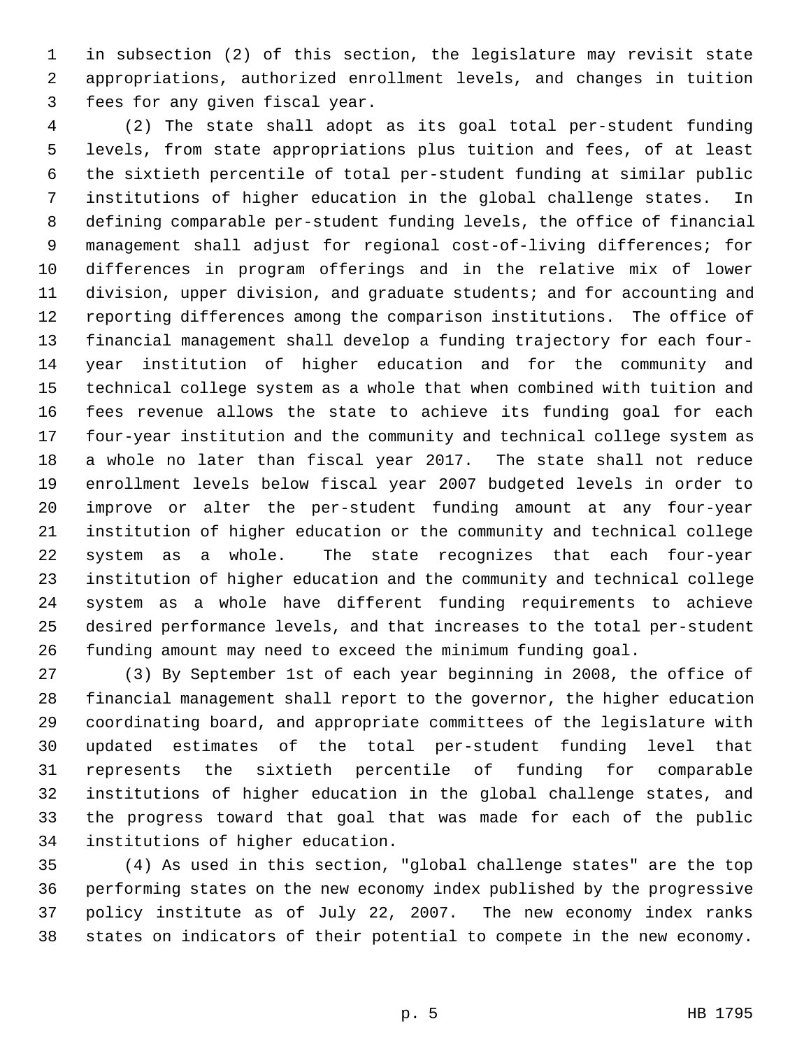in subsection (2) of this section, the legislature may revisit state appropriations, authorized enrollment levels, and changes in tuition fees for any given fiscal year.

(2) The state shall adopt as its goal total per-student funding levels, from state appropriations plus tuition and fees, of at least the sixtieth percentile of total per-student funding at similar public institutions of higher education in the global challenge states. In defining comparable per-student funding levels, the office of financial management shall adjust for regional cost-of-living differences; for differences in program offerings and in the relative mix of lower division, upper division, and graduate students; and for accounting and reporting differences among the comparison institutions. The office of financial management shall develop a funding trajectory for each four-year institution of higher education and for the community and technical college system as a whole that when combined with tuition and fees revenue allows the state to achieve its funding goal for each four-year institution and the community and technical college system as a whole no later than fiscal year 2017. The state shall not reduce enrollment levels below fiscal year 2007 budgeted levels in order to improve or alter the per-student funding amount at any four-year institution of higher education or the community and technical college system as a whole. The state recognizes that each four-year institution of higher education and the community and technical college system as a whole have different funding requirements to achieve desired performance levels, and that increases to the total per-student funding amount may need to exceed the minimum funding goal.

(3) By September 1st of each year beginning in 2008, the office of financial management shall report to the governor, the higher education coordinating board, and appropriate committees of the legislature with updated estimates of the total per-student funding level that represents the sixtieth percentile of funding for comparable institutions of higher education in the global challenge states, and the progress toward that goal that was made for each of the public institutions of higher education.

(4) As used in this section, "global challenge states" are the top performing states on the new economy index published by the progressive policy institute as of July 22, 2007. The new economy index ranks states on indicators of their potential to compete in the new economy.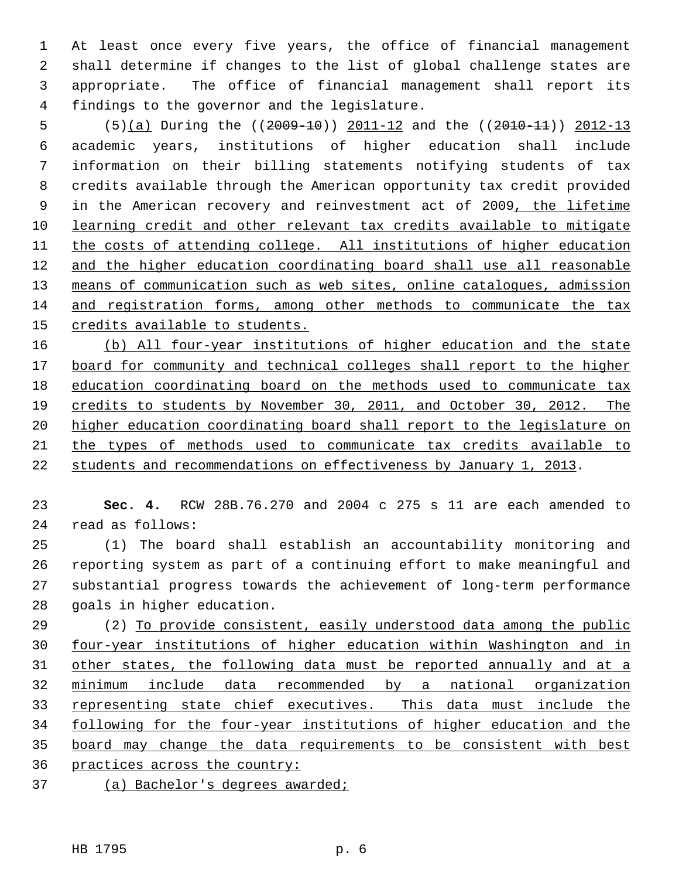At least once every five years, the office of financial management shall determine if changes to the list of global challenge states are appropriate. The office of financial management shall report its findings to the governor and the legislature.

(5)(a) During the ((~~2009-10~~)) 2011-12 and the ((~~2010-11~~)) 2012-13 academic years, institutions of higher education shall include information on their billing statements notifying students of tax credits available through the American opportunity tax credit provided in the American recovery and reinvestment act of 2009, the lifetime learning credit and other relevant tax credits available to mitigate the costs of attending college. All institutions of higher education and the higher education coordinating board shall use all reasonable means of communication such as web sites, online catalogues, admission and registration forms, among other methods to communicate the tax credits available to students.

(b) All four-year institutions of higher education and the state board for community and technical colleges shall report to the higher education coordinating board on the methods used to communicate tax credits to students by November 30, 2011, and October 30, 2012. The higher education coordinating board shall report to the legislature on the types of methods used to communicate tax credits available to students and recommendations on effectiveness by January 1, 2013.

**Sec. 4.** RCW 28B.76.270 and 2004 c 275 s 11 are each amended to read as follows:

(1) The board shall establish an accountability monitoring and reporting system as part of a continuing effort to make meaningful and substantial progress towards the achievement of long-term performance goals in higher education.

(2) To provide consistent, easily understood data among the public four-year institutions of higher education within Washington and in other states, the following data must be reported annually and at a minimum include data recommended by a national organization representing state chief executives. This data must include the following for the four-year institutions of higher education and the board may change the data requirements to be consistent with best practices across the country:

(a) Bachelor's degrees awarded;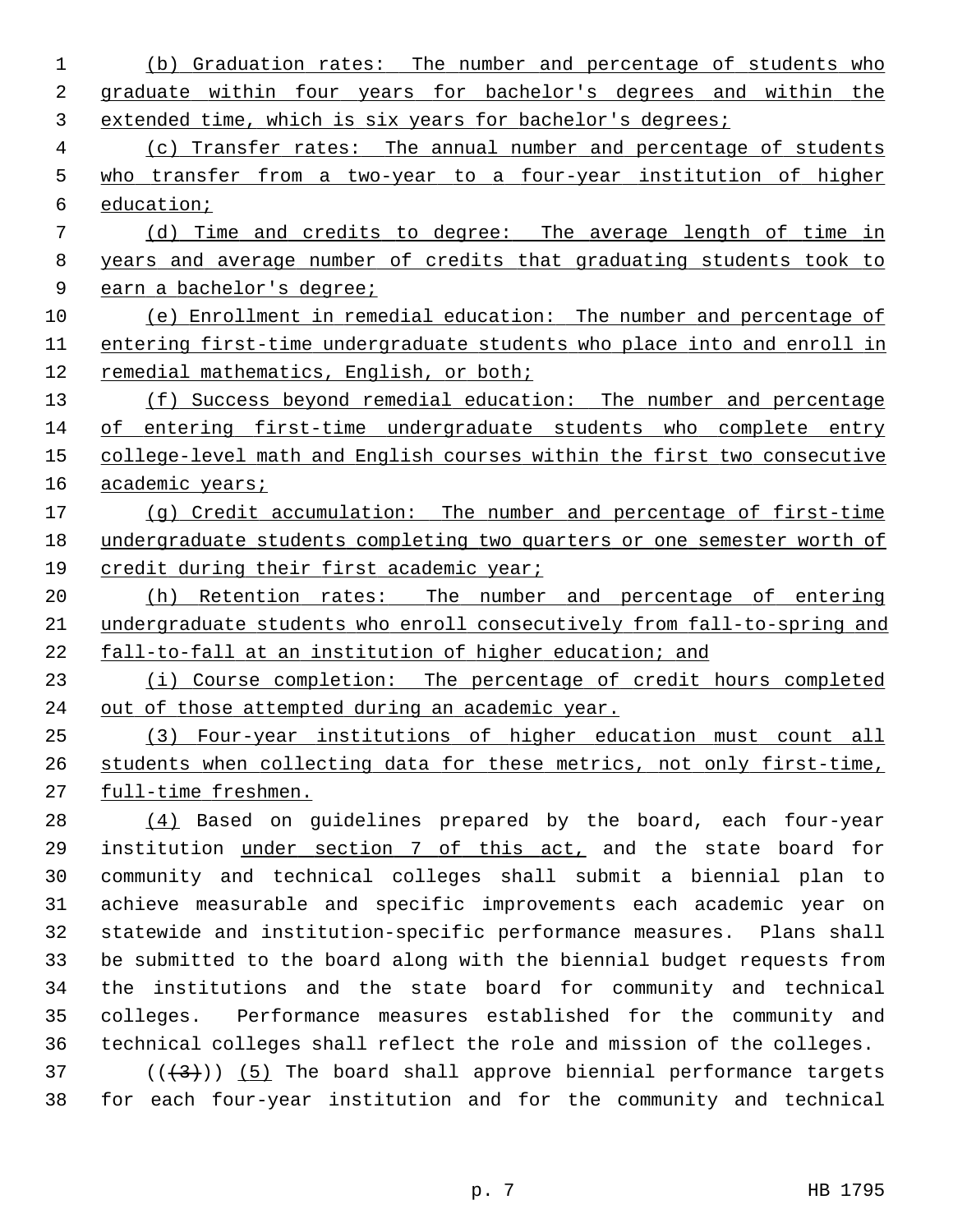(b) Graduation rates: The number and percentage of students who graduate within four years for bachelor's degrees and within the extended time, which is six years for bachelor's degrees;

(c) Transfer rates: The annual number and percentage of students who transfer from a two-year to a four-year institution of higher education;

(d) Time and credits to degree: The average length of time in years and average number of credits that graduating students took to earn a bachelor's degree;

(e) Enrollment in remedial education: The number and percentage of entering first-time undergraduate students who place into and enroll in remedial mathematics, English, or both;

(f) Success beyond remedial education: The number and percentage of entering first-time undergraduate students who complete entry college-level math and English courses within the first two consecutive academic years;

(g) Credit accumulation: The number and percentage of first-time undergraduate students completing two quarters or one semester worth of credit during their first academic year;

(h) Retention rates: The number and percentage of entering undergraduate students who enroll consecutively from fall-to-spring and fall-to-fall at an institution of higher education; and

(i) Course completion: The percentage of credit hours completed out of those attempted during an academic year.

(3) Four-year institutions of higher education must count all students when collecting data for these metrics, not only first-time, full-time freshmen.

(4) Based on guidelines prepared by the board, each four-year institution under section 7 of this act, and the state board for community and technical colleges shall submit a biennial plan to achieve measurable and specific improvements each academic year on statewide and institution-specific performance measures. Plans shall be submitted to the board along with the biennial budget requests from the institutions and the state board for community and technical colleges. Performance measures established for the community and technical colleges shall reflect the role and mission of the colleges.

(((3))) (5) The board shall approve biennial performance targets for each four-year institution and for the community and technical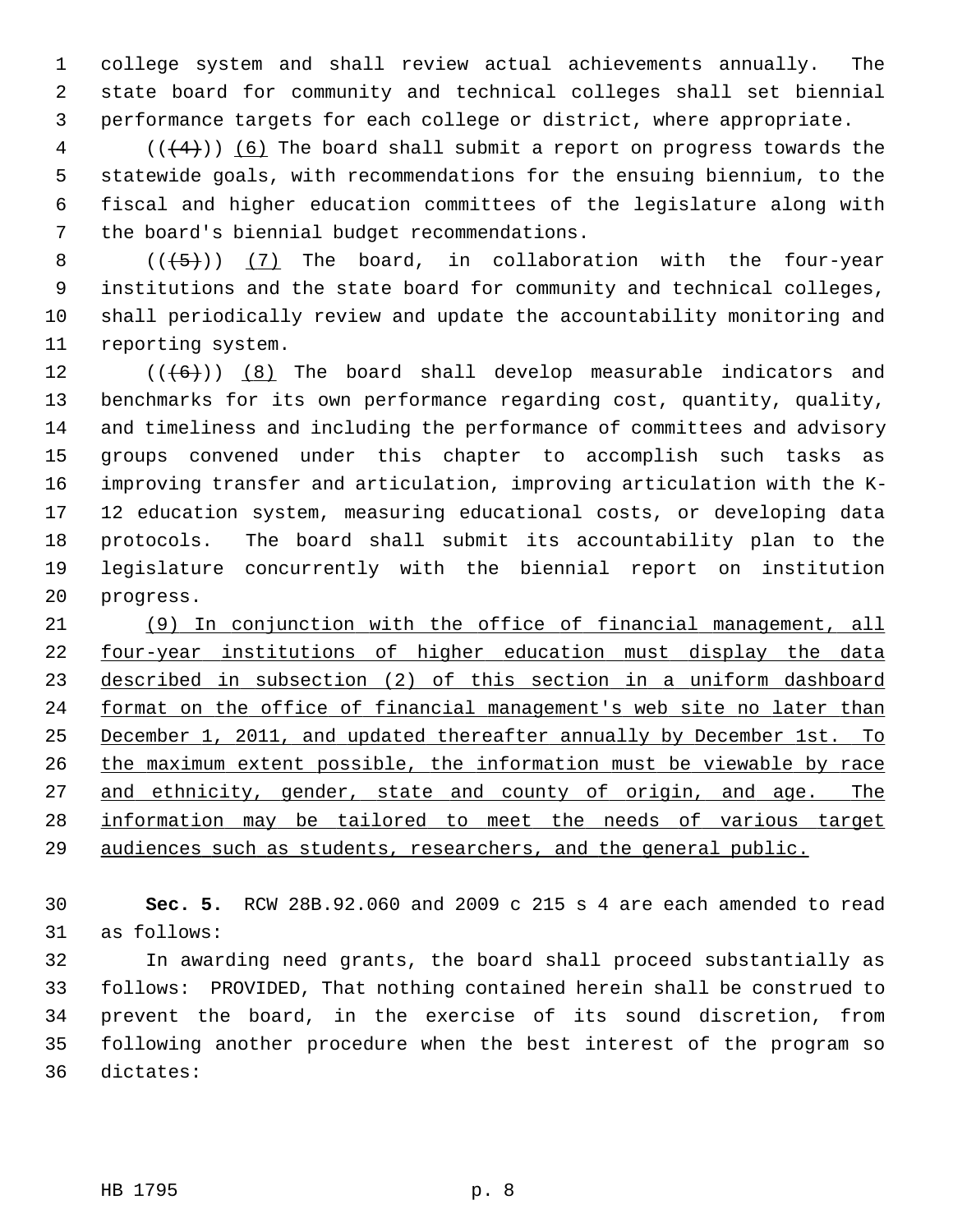college system and shall review actual achievements annually. The state board for community and technical colleges shall set biennial performance targets for each college or district, where appropriate.

(((4))) (6) The board shall submit a report on progress towards the statewide goals, with recommendations for the ensuing biennium, to the fiscal and higher education committees of the legislature along with the board's biennial budget recommendations.

(((5))) (7) The board, in collaboration with the four-year institutions and the state board for community and technical colleges, shall periodically review and update the accountability monitoring and reporting system.

(((6))) (8) The board shall develop measurable indicators and benchmarks for its own performance regarding cost, quantity, quality, and timeliness and including the performance of committees and advisory groups convened under this chapter to accomplish such tasks as improving transfer and articulation, improving articulation with the K-12 education system, measuring educational costs, or developing data protocols. The board shall submit its accountability plan to the legislature concurrently with the biennial report on institution progress.

(9) In conjunction with the office of financial management, all four-year institutions of higher education must display the data described in subsection (2) of this section in a uniform dashboard format on the office of financial management's web site no later than December 1, 2011, and updated thereafter annually by December 1st. To the maximum extent possible, the information must be viewable by race and ethnicity, gender, state and county of origin, and age. The information may be tailored to meet the needs of various target audiences such as students, researchers, and the general public.

**Sec. 5.** RCW 28B.92.060 and 2009 c 215 s 4 are each amended to read as follows:

In awarding need grants, the board shall proceed substantially as follows: PROVIDED, That nothing contained herein shall be construed to prevent the board, in the exercise of its sound discretion, from following another procedure when the best interest of the program so dictates: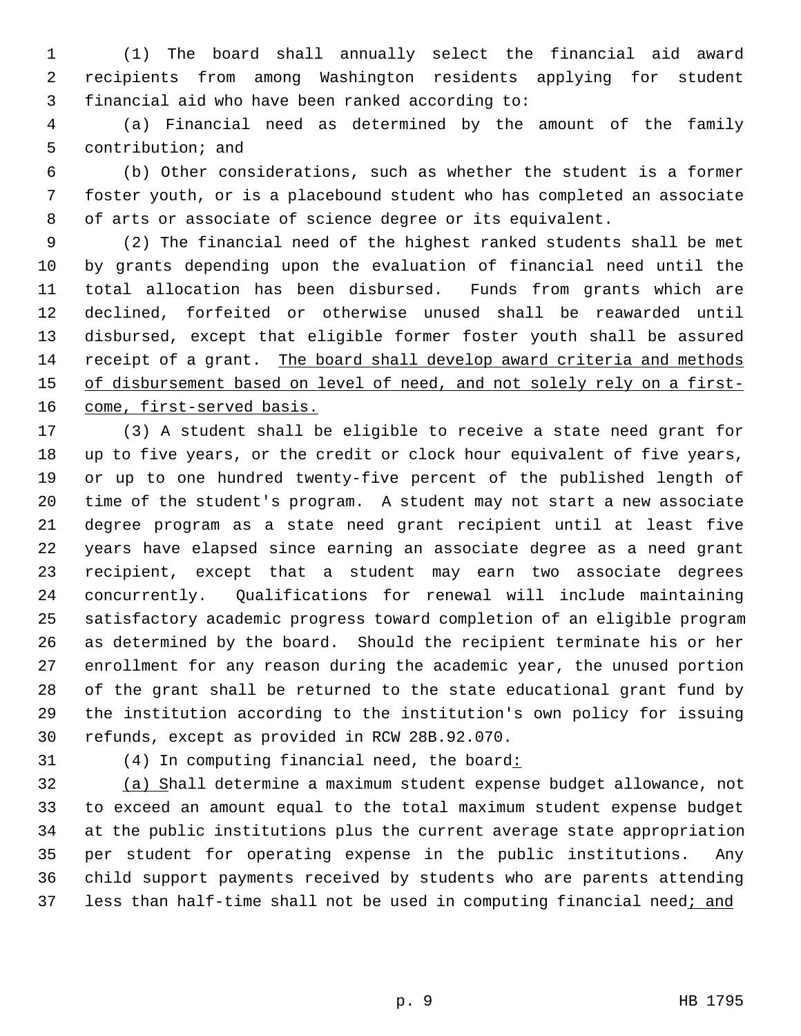(1) The board shall annually select the financial aid award recipients from among Washington residents applying for student financial aid who have been ranked according to:

(a) Financial need as determined by the amount of the family contribution; and

(b) Other considerations, such as whether the student is a former foster youth, or is a placebound student who has completed an associate of arts or associate of science degree or its equivalent.

(2) The financial need of the highest ranked students shall be met by grants depending upon the evaluation of financial need until the total allocation has been disbursed. Funds from grants which are declined, forfeited or otherwise unused shall be reawarded until disbursed, except that eligible former foster youth shall be assured receipt of a grant. <u>The board shall develop award criteria and methods of disbursement based on level of need, and not solely rely on a first-come, first-served basis.</u>

(3) A student shall be eligible to receive a state need grant for up to five years, or the credit or clock hour equivalent of five years, or up to one hundred twenty-five percent of the published length of time of the student's program. A student may not start a new associate degree program as a state need grant recipient until at least five years have elapsed since earning an associate degree as a need grant recipient, except that a student may earn two associate degrees concurrently. Qualifications for renewal will include maintaining satisfactory academic progress toward completion of an eligible program as determined by the board. Should the recipient terminate his or her enrollment for any reason during the academic year, the unused portion of the grant shall be returned to the state educational grant fund by the institution according to the institution's own policy for issuing refunds, except as provided in RCW 28B.92.070.

(4) In computing financial need, the board<u>:</u>

<u>(a) S</u>hall determine a maximum student expense budget allowance, not to exceed an amount equal to the total maximum student expense budget at the public institutions plus the current average state appropriation per student for operating expense in the public institutions. Any child support payments received by students who are parents attending less than half-time shall not be used in computing financial need<u>; and</u>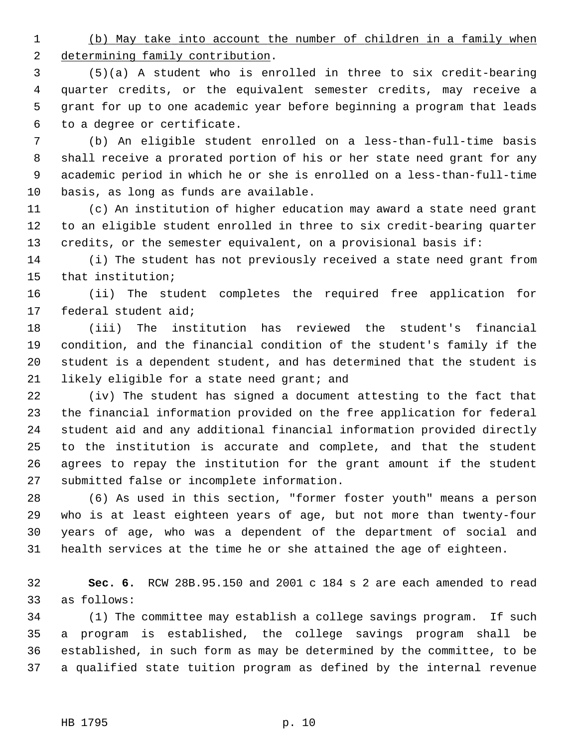(b) May take into account the number of children in a family when determining family contribution.

(5)(a) A student who is enrolled in three to six credit-bearing quarter credits, or the equivalent semester credits, may receive a grant for up to one academic year before beginning a program that leads to a degree or certificate.

(b) An eligible student enrolled on a less-than-full-time basis shall receive a prorated portion of his or her state need grant for any academic period in which he or she is enrolled on a less-than-full-time basis, as long as funds are available.

(c) An institution of higher education may award a state need grant to an eligible student enrolled in three to six credit-bearing quarter credits, or the semester equivalent, on a provisional basis if:

(i) The student has not previously received a state need grant from that institution;

(ii) The student completes the required free application for federal student aid;

(iii) The institution has reviewed the student's financial condition, and the financial condition of the student's family if the student is a dependent student, and has determined that the student is likely eligible for a state need grant; and

(iv) The student has signed a document attesting to the fact that the financial information provided on the free application for federal student aid and any additional financial information provided directly to the institution is accurate and complete, and that the student agrees to repay the institution for the grant amount if the student submitted false or incomplete information.

(6) As used in this section, "former foster youth" means a person who is at least eighteen years of age, but not more than twenty-four years of age, who was a dependent of the department of social and health services at the time he or she attained the age of eighteen.

**Sec. 6.** RCW 28B.95.150 and 2001 c 184 s 2 are each amended to read as follows:

(1) The committee may establish a college savings program. If such a program is established, the college savings program shall be established, in such form as may be determined by the committee, to be a qualified state tuition program as defined by the internal revenue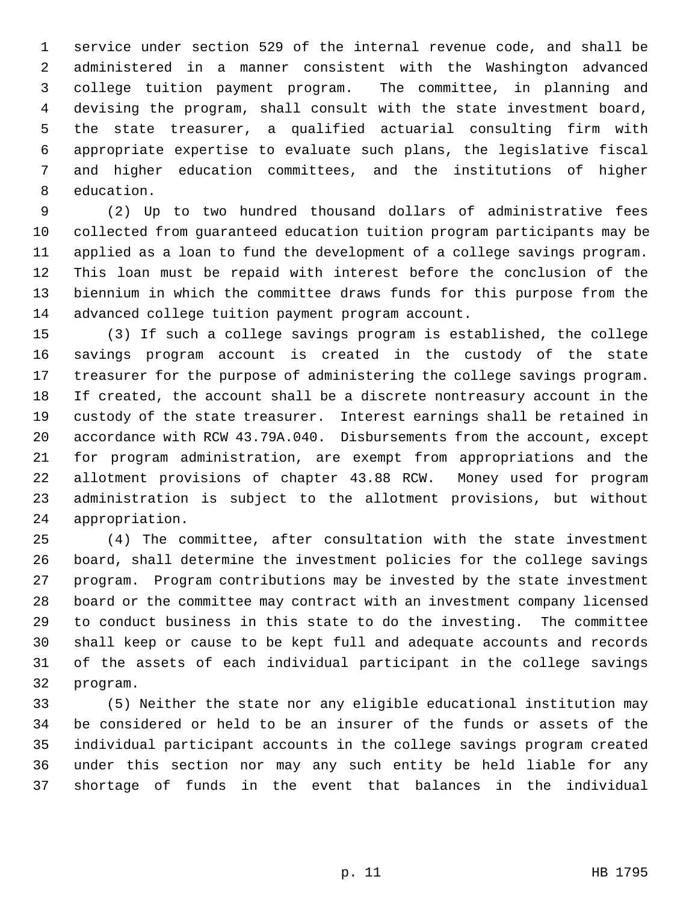service under section 529 of the internal revenue code, and shall be administered in a manner consistent with the Washington advanced college tuition payment program. The committee, in planning and devising the program, shall consult with the state investment board, the state treasurer, a qualified actuarial consulting firm with appropriate expertise to evaluate such plans, the legislative fiscal and higher education committees, and the institutions of higher education.

(2) Up to two hundred thousand dollars of administrative fees collected from guaranteed education tuition program participants may be applied as a loan to fund the development of a college savings program. This loan must be repaid with interest before the conclusion of the biennium in which the committee draws funds for this purpose from the advanced college tuition payment program account.

(3) If such a college savings program is established, the college savings program account is created in the custody of the state treasurer for the purpose of administering the college savings program. If created, the account shall be a discrete nontreasury account in the custody of the state treasurer. Interest earnings shall be retained in accordance with RCW 43.79A.040. Disbursements from the account, except for program administration, are exempt from appropriations and the allotment provisions of chapter 43.88 RCW. Money used for program administration is subject to the allotment provisions, but without appropriation.

(4) The committee, after consultation with the state investment board, shall determine the investment policies for the college savings program. Program contributions may be invested by the state investment board or the committee may contract with an investment company licensed to conduct business in this state to do the investing. The committee shall keep or cause to be kept full and adequate accounts and records of the assets of each individual participant in the college savings program.

(5) Neither the state nor any eligible educational institution may be considered or held to be an insurer of the funds or assets of the individual participant accounts in the college savings program created under this section nor may any such entity be held liable for any shortage of funds in the event that balances in the individual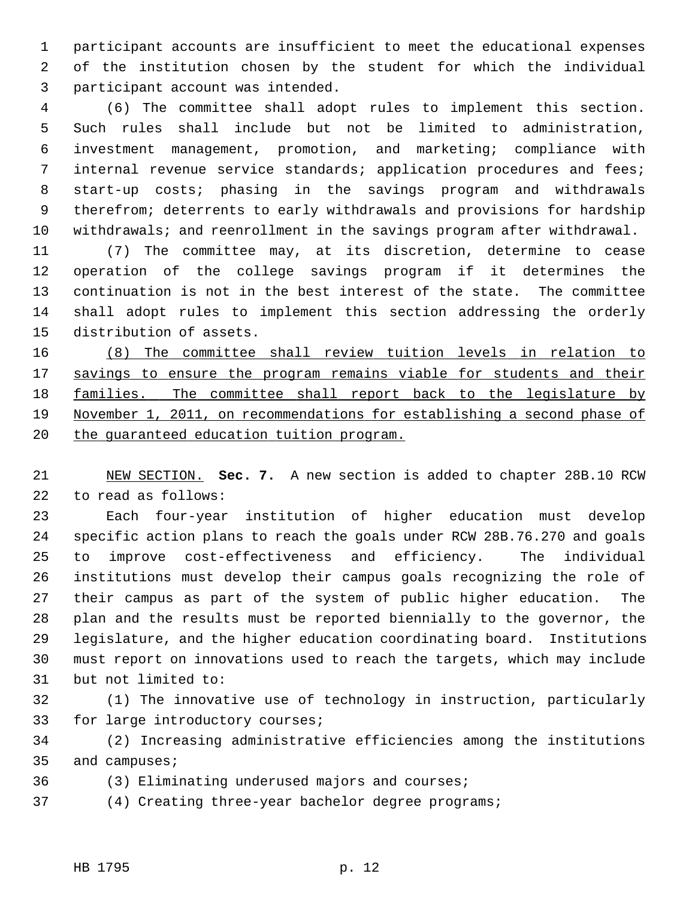participant accounts are insufficient to meet the educational expenses of the institution chosen by the student for which the individual participant account was intended.

(6) The committee shall adopt rules to implement this section. Such rules shall include but not be limited to administration, investment management, promotion, and marketing; compliance with internal revenue service standards; application procedures and fees; start-up costs; phasing in the savings program and withdrawals therefrom; deterrents to early withdrawals and provisions for hardship withdrawals; and reenrollment in the savings program after withdrawal.

(7) The committee may, at its discretion, determine to cease operation of the college savings program if it determines the continuation is not in the best interest of the state. The committee shall adopt rules to implement this section addressing the orderly distribution of assets.

<u>(8) The committee shall review tuition levels in relation to savings to ensure the program remains viable for students and their families. The committee shall report back to the legislature by November 1, 2011, on recommendations for establishing a second phase of the guaranteed education tuition program.</u>

<u>NEW SECTION.</u> **Sec. 7.** A new section is added to chapter 28B.10 RCW to read as follows:

Each four-year institution of higher education must develop specific action plans to reach the goals under RCW 28B.76.270 and goals to improve cost-effectiveness and efficiency. The individual institutions must develop their campus goals recognizing the role of their campus as part of the system of public higher education. The plan and the results must be reported biennially to the governor, the legislature, and the higher education coordinating board. Institutions must report on innovations used to reach the targets, which may include but not limited to:

(1) The innovative use of technology in instruction, particularly for large introductory courses;

(2) Increasing administrative efficiencies among the institutions and campuses;

(3) Eliminating underused majors and courses;

(4) Creating three-year bachelor degree programs;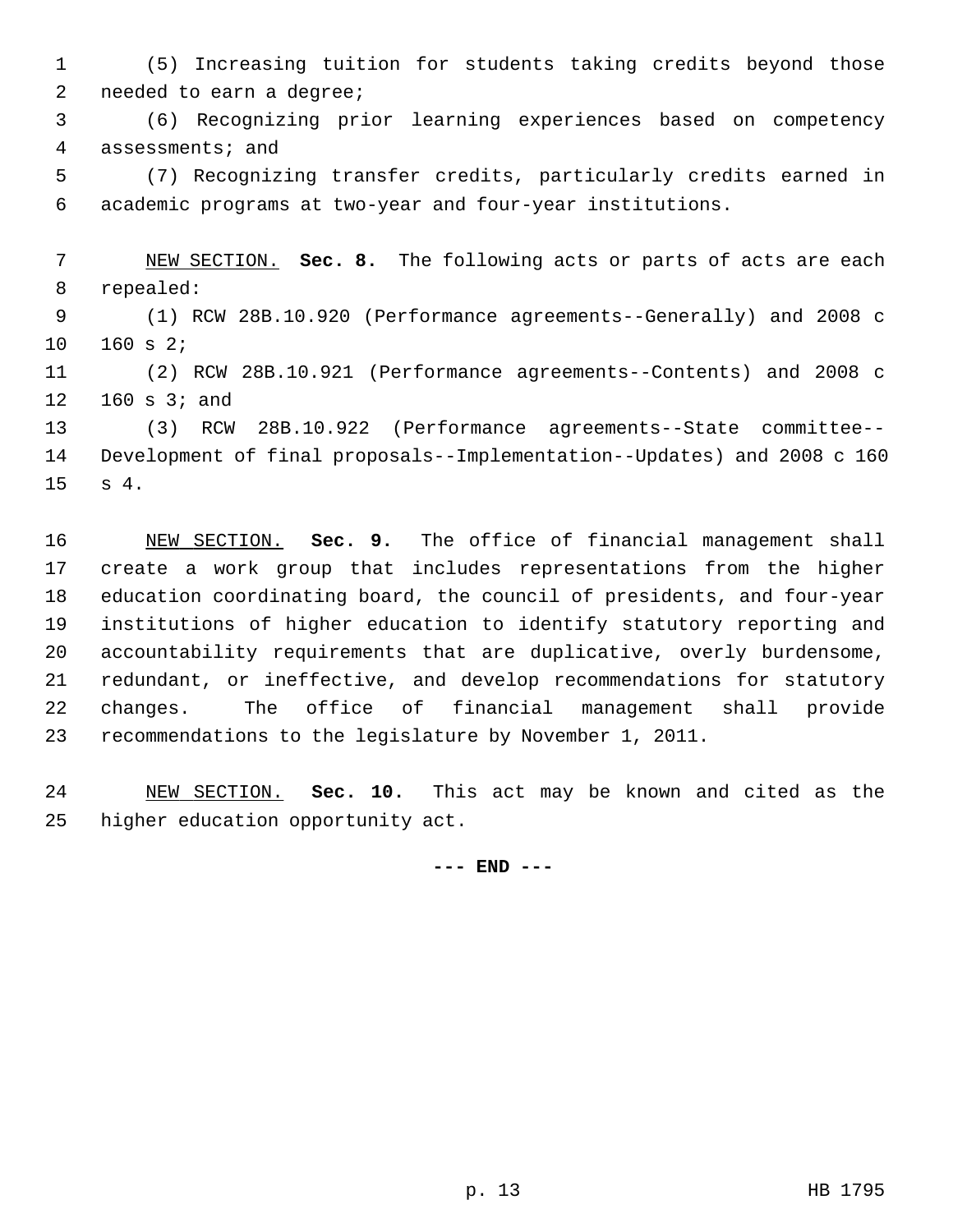(5) Increasing tuition for students taking credits beyond those needed to earn a degree;

(6) Recognizing prior learning experiences based on competency assessments; and

(7) Recognizing transfer credits, particularly credits earned in academic programs at two-year and four-year institutions.

NEW SECTION. **Sec. 8.** The following acts or parts of acts are each repealed:

(1) RCW 28B.10.920 (Performance agreements--Generally) and 2008 c 160 s 2;

(2) RCW 28B.10.921 (Performance agreements--Contents) and 2008 c 160 s 3; and

(3) RCW 28B.10.922 (Performance agreements--State committee--Development of final proposals--Implementation--Updates) and 2008 c 160 s 4.

NEW SECTION. **Sec. 9.** The office of financial management shall create a work group that includes representations from the higher education coordinating board, the council of presidents, and four-year institutions of higher education to identify statutory reporting and accountability requirements that are duplicative, overly burdensome, redundant, or ineffective, and develop recommendations for statutory changes. The office of financial management shall provide recommendations to the legislature by November 1, 2011.

NEW SECTION. **Sec. 10.** This act may be known and cited as the higher education opportunity act.

**--- END ---**